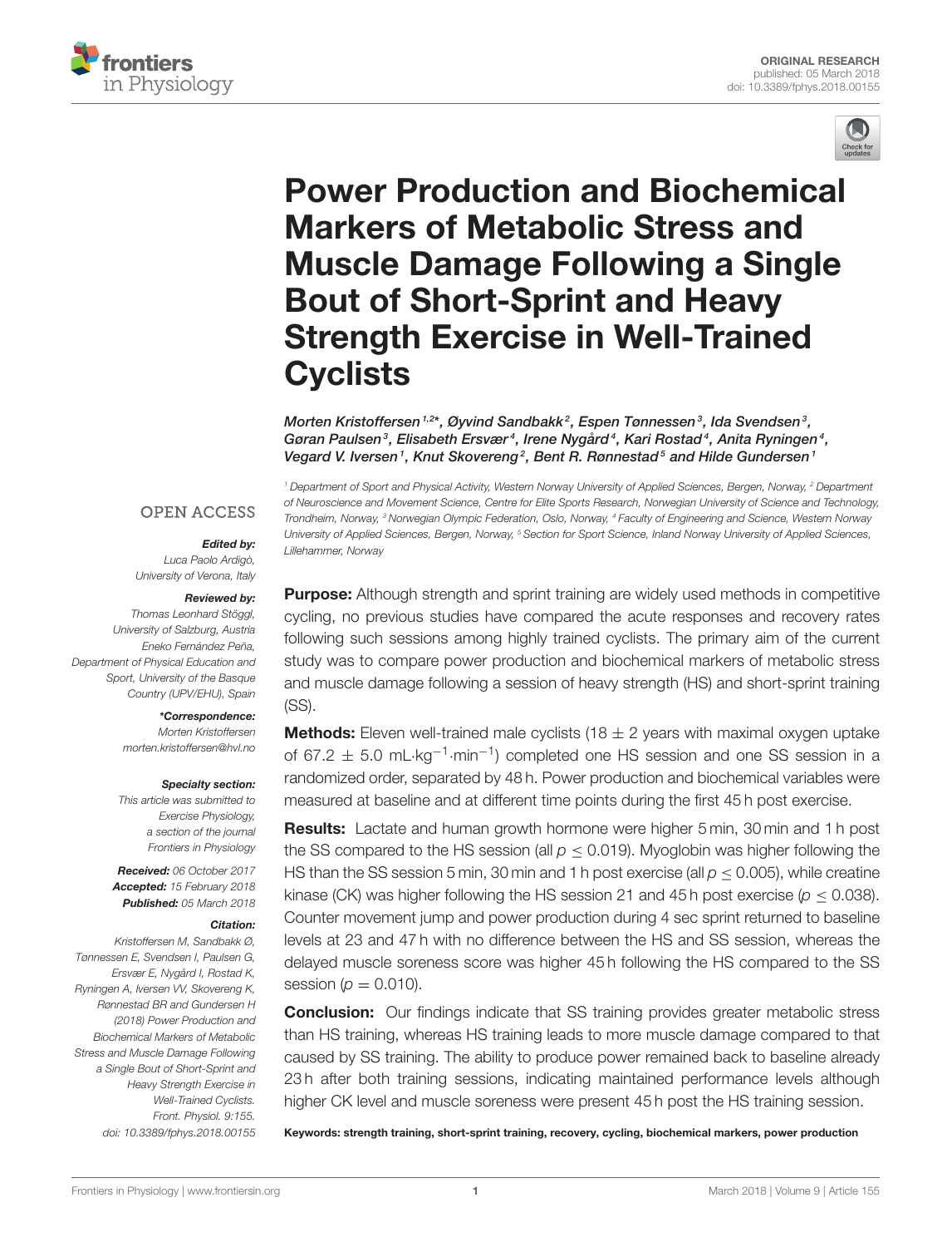ORIGINAL RESEARCH
published: 05 March 2018
doi: 10.3389/fphys.2018.00155

# Power Production and Biochemical Markers of Metabolic Stress and Muscle Damage Following a Single Bout of Short-Sprint and Heavy Strength Exercise in Well-Trained Cyclists

*Morten Kristoffersen[1,2]\*, Øyvind Sandbakk[2], Espen Tønnessen[3], Ida Svendsen[3], Gøran Paulsen[3], Elisabeth Ersvær[4], Irene Nygård[4], Kari Rostad[4], Anita Ryningen[4], Vegard V. Iversen[1], Knut Skovereng[2], Bent R. Rønnestad[5] and Hilde Gundersen[1]*

[1] Department of Sport and Physical Activity, Western Norway University of Applied Sciences, Bergen, Norway, [2] Department of Neuroscience and Movement Science, Centre for Elite Sports Research, Norwegian University of Science and Technology, Trondheim, Norway, [3] Norwegian Olympic Federation, Oslo, Norway, [4] Faculty of Engineering and Science, Western Norway University of Applied Sciences, Bergen, Norway, [5] Section for Sport Science, Inland Norway University of Applied Sciences, Lillehammer, Norway

OPEN ACCESS

***Edited by:***
Luca Paolo Ardigò, University of Verona, Italy

***Reviewed by:***
Thomas Leonhard Stöggl, University of Salzburg, Austria
Eneko Fernández Peña, Department of Physical Education and Sport, University of the Basque Country (UPV/EHU), Spain

***\*Correspondence:***
Morten Kristoffersen
morten.kristoffersen@hvl.no

***Specialty section:***
This article was submitted to Exercise Physiology, a section of the journal Frontiers in Physiology

***Received:*** 06 October 2017
***Accepted:*** 15 February 2018
***Published:*** 05 March 2018

***Citation:***
Kristoffersen M, Sandbakk Ø, Tønnessen E, Svendsen I, Paulsen G, Ersvær E, Nygård I, Rostad K, Ryningen A, Iversen VV, Skovereng K, Rønnestad BR and Gundersen H (2018) Power Production and Biochemical Markers of Metabolic Stress and Muscle Damage Following a Single Bout of Short-Sprint and Heavy Strength Exercise in Well-Trained Cyclists. Front. Physiol. 9:155. doi: 10.3389/fphys.2018.00155

**Purpose:** Although strength and sprint training are widely used methods in competitive cycling, no previous studies have compared the acute responses and recovery rates following such sessions among highly trained cyclists. The primary aim of the current study was to compare power production and biochemical markers of metabolic stress and muscle damage following a session of heavy strength (HS) and short-sprint training (SS).

**Methods:** Eleven well-trained male cyclists (18 ± 2 years with maximal oxygen uptake of 67.2 ± 5.0 $mL \cdot kg^{-1} \cdot min^{-1}$) completed one HS session and one SS session in a randomized order, separated by 48 h. Power production and biochemical variables were measured at baseline and at different time points during the first 45 h post exercise.

**Results:** Lactate and human growth hormone were higher 5 min, 30 min and 1 h post the SS compared to the HS session (all $p \leq 0.019$). Myoglobin was higher following the HS than the SS session 5 min, 30 min and 1 h post exercise (all $p \leq 0.005$), while creatine kinase (CK) was higher following the HS session 21 and 45 h post exercise ($p \leq 0.038$). Counter movement jump and power production during 4 sec sprint returned to baseline levels at 23 and 47 h with no difference between the HS and SS session, whereas the delayed muscle soreness score was higher 45 h following the HS compared to the SS session ($p = 0.010$).

**Conclusion:** Our findings indicate that SS training provides greater metabolic stress than HS training, whereas HS training leads to more muscle damage compared to that caused by SS training. The ability to produce power remained back to baseline already 23 h after both training sessions, indicating maintained performance levels although higher CK level and muscle soreness were present 45 h post the HS training session.

**Keywords: strength training, short-sprint training, recovery, cycling, biochemical markers, power production**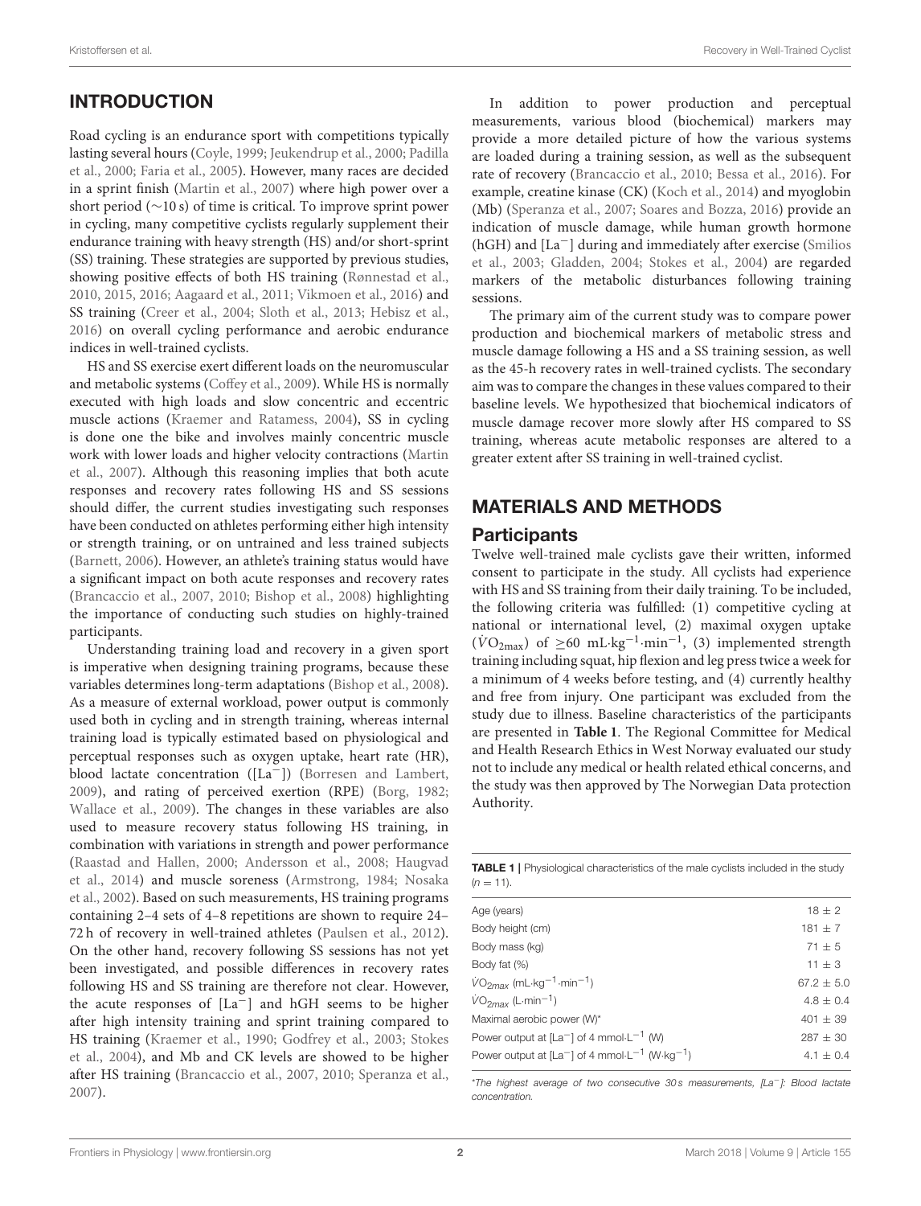## INTRODUCTION

Road cycling is an endurance sport with competitions typically lasting several hours (Coyle, 1999; Jeukendrup et al., 2000; Padilla et al., 2000; Faria et al., 2005). However, many races are decided in a sprint finish (Martin et al., 2007) where high power over a short period (~10 s) of time is critical. To improve sprint power in cycling, many competitive cyclists regularly supplement their endurance training with heavy strength (HS) and/or short-sprint (SS) training. These strategies are supported by previous studies, showing positive effects of both HS training (Rønnestad et al., 2010, 2015, 2016; Aagaard et al., 2011; Vikmoen et al., 2016) and SS training (Creer et al., 2004; Sloth et al., 2013; Hebisz et al., 2016) on overall cycling performance and aerobic endurance indices in well-trained cyclists.

HS and SS exercise exert different loads on the neuromuscular and metabolic systems (Coffey et al., 2009). While HS is normally executed with high loads and slow concentric and eccentric muscle actions (Kraemer and Ratamess, 2004), SS in cycling is done one the bike and involves mainly concentric muscle work with lower loads and higher velocity contractions (Martin et al., 2007). Although this reasoning implies that both acute responses and recovery rates following HS and SS sessions should differ, the current studies investigating such responses have been conducted on athletes performing either high intensity or strength training, or on untrained and less trained subjects (Barnett, 2006). However, an athlete's training status would have a significant impact on both acute responses and recovery rates (Brancaccio et al., 2007, 2010; Bishop et al., 2008) highlighting the importance of conducting such studies on highly-trained participants.

Understanding training load and recovery in a given sport is imperative when designing training programs, because these variables determines long-term adaptations (Bishop et al., 2008). As a measure of external workload, power output is commonly used both in cycling and in strength training, whereas internal training load is typically estimated based on physiological and perceptual responses such as oxygen uptake, heart rate (HR), blood lactate concentration ([La$^-$]) (Borresen and Lambert, 2009), and rating of perceived exertion (RPE) (Borg, 1982; Wallace et al., 2009). The changes in these variables are also used to measure recovery status following HS training, in combination with variations in strength and power performance (Raastad and Hallen, 2000; Andersson et al., 2008; Haugvad et al., 2014) and muscle soreness (Armstrong, 1984; Nosaka et al., 2002). Based on such measurements, HS training programs containing 2–4 sets of 4–8 repetitions are shown to require 24–72 h of recovery in well-trained athletes (Paulsen et al., 2012). On the other hand, recovery following SS sessions has not yet been investigated, and possible differences in recovery rates following HS and SS training are therefore not clear. However, the acute responses of [La$^-$] and hGH seems to be higher after high intensity training and sprint training compared to HS training (Kraemer et al., 1990; Godfrey et al., 2003; Stokes et al., 2004), and Mb and CK levels are showed to be higher after HS training (Brancaccio et al., 2007, 2010; Speranza et al., 2007).

In addition to power production and perceptual measurements, various blood (biochemical) markers may provide a more detailed picture of how the various systems are loaded during a training session, as well as the subsequent rate of recovery (Brancaccio et al., 2010; Bessa et al., 2016). For example, creatine kinase (CK) (Koch et al., 2014) and myoglobin (Mb) (Speranza et al., 2007; Soares and Bozza, 2016) provide an indication of muscle damage, while human growth hormone (hGH) and [La$^-$] during and immediately after exercise (Smilios et al., 2003; Gladden, 2004; Stokes et al., 2004) are regarded markers of the metabolic disturbances following training sessions.

The primary aim of the current study was to compare power production and biochemical markers of metabolic stress and muscle damage following a HS and a SS training session, as well as the 45-h recovery rates in well-trained cyclists. The secondary aim was to compare the changes in these values compared to their baseline levels. We hypothesized that biochemical indicators of muscle damage recover more slowly after HS compared to SS training, whereas acute metabolic responses are altered to a greater extent after SS training in well-trained cyclist.

## MATERIALS AND METHODS

### Participants

Twelve well-trained male cyclists gave their written, informed consent to participate in the study. All cyclists had experience with HS and SS training from their daily training. To be included, the following criteria was fulfilled: (1) competitive cycling at national or international level, (2) maximal oxygen uptake ($\dot{V}O_{2max}$) of $\geq$60 mL·kg$^{-1}$·min$^{-1}$, (3) implemented strength training including squat, hip flexion and leg press twice a week for a minimum of 4 weeks before testing, and (4) currently healthy and free from injury. One participant was excluded from the study due to illness. Baseline characteristics of the participants are presented in **Table 1**. The Regional Committee for Medical and Health Research Ethics in West Norway evaluated our study not to include any medical or health related ethical concerns, and the study was then approved by The Norwegian Data protection Authority.

**TABLE 1** | Physiological characteristics of the male cyclists included in the study ($n = 11$).

| | |
|---|---|
| Age (years) | 18 ± 2 |
| Body height (cm) | 181 ± 7 |
| Body mass (kg) | 71 ± 5 |
| Body fat (%) | 11 ± 3 |
| $\dot{V}O_{2max}$ (mL·kg$^{-1}$·min$^{-1}$) | 67.2 ± 5.0 |
| $\dot{V}O_{2max}$ (L·min$^{-1}$) | 4.8 ± 0.4 |
| Maximal aerobic power (W)* | 401 ± 39 |
| Power output at [La$^-$] of 4 mmol·L$^{-1}$ (W) | 287 ± 30 |
| Power output at [La$^-$] of 4 mmol·L$^{-1}$ (W·kg$^{-1}$) | 4.1 ± 0.4 |

*The highest average of two consecutive 30 s measurements, [La$^-$]: Blood lactate concentration.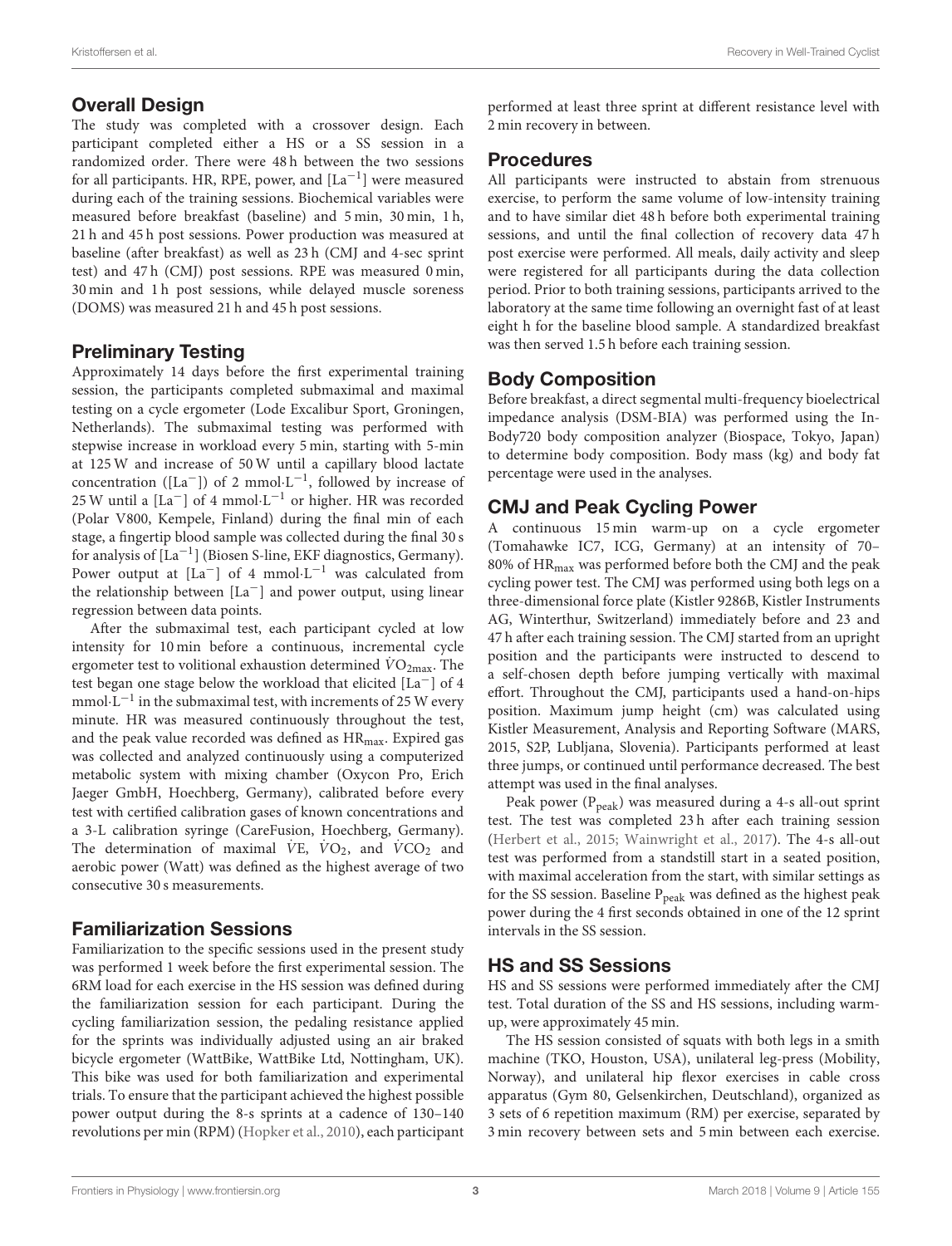## Overall Design

The study was completed with a crossover design. Each participant completed either a HS or a SS session in a randomized order. There were 48 h between the two sessions for all participants. HR, RPE, power, and $[La^{-1}]$ were measured during each of the training sessions. Biochemical variables were measured before breakfast (baseline) and 5 min, 30 min, 1 h, 21 h and 45 h post sessions. Power production was measured at baseline (after breakfast) as well as 23 h (CMJ and 4-sec sprint test) and 47 h (CMJ) post sessions. RPE was measured 0 min, 30 min and 1 h post sessions, while delayed muscle soreness (DOMS) was measured 21 h and 45 h post sessions.

## Preliminary Testing

Approximately 14 days before the first experimental training session, the participants completed submaximal and maximal testing on a cycle ergometer (Lode Excalibur Sport, Groningen, Netherlands). The submaximal testing was performed with stepwise increase in workload every 5 min, starting with 5-min at 125 W and increase of 50 W until a capillary blood lactate concentration ($[La^{-}]$) of 2 $mmol{\cdot}L^{-1}$, followed by increase of 25 W until a $[La^{-}]$ of 4 $mmol{\cdot}L^{-1}$ or higher. HR was recorded (Polar V800, Kempele, Finland) during the final min of each stage, a fingertip blood sample was collected during the final 30 s for analysis of $[La^{-}]$ (Biosen S-line, EKF diagnostics, Germany). Power output at $[La^{-}]$ of 4 $mmol{\cdot}L^{-1}$ was calculated from the relationship between $[La^{-}]$ and power output, using linear regression between data points.

After the submaximal test, each participant cycled at low intensity for 10 min before a continuous, incremental cycle ergometer test to volitional exhaustion determined $\dot{V}O_{2max}$. The test began one stage below the workload that elicited $[La^{-}]$ of 4 $mmol{\cdot}L^{-1}$ in the submaximal test, with increments of 25 W every minute. HR was measured continuously throughout the test, and the peak value recorded was defined as $HR_{max}$. Expired gas was collected and analyzed continuously using a computerized metabolic system with mixing chamber (Oxycon Pro, Erich Jaeger GmbH, Hoechberg, Germany), calibrated before every test with certified calibration gases of known concentrations and a 3-L calibration syringe (CareFusion, Hoechberg, Germany). The determination of maximal $\dot{V}E$, $\dot{V}O_2$, and $\dot{V}CO_2$ and aerobic power (Watt) was defined as the highest average of two consecutive 30 s measurements.

## Familiarization Sessions

Familiarization to the specific sessions used in the present study was performed 1 week before the first experimental session. The 6RM load for each exercise in the HS session was defined during the familiarization session for each participant. During the cycling familiarization session, the pedaling resistance applied for the sprints was individually adjusted using an air braked bicycle ergometer (WattBike, WattBike Ltd, Nottingham, UK). This bike was used for both familiarization and experimental trials. To ensure that the participant achieved the highest possible power output during the 8-s sprints at a cadence of 130–140 revolutions per min (RPM) (Hopker et al., 2010), each participant performed at least three sprint at different resistance level with 2 min recovery in between.

## Procedures

All participants were instructed to abstain from strenuous exercise, to perform the same volume of low-intensity training and to have similar diet 48 h before both experimental training sessions, and until the final collection of recovery data 47 h post exercise were performed. All meals, daily activity and sleep were registered for all participants during the data collection period. Prior to both training sessions, participants arrived to the laboratory at the same time following an overnight fast of at least eight h for the baseline blood sample. A standardized breakfast was then served 1.5 h before each training session.

## Body Composition

Before breakfast, a direct segmental multi-frequency bioelectrical impedance analysis (DSM-BIA) was performed using the In-Body720 body composition analyzer (Biospace, Tokyo, Japan) to determine body composition. Body mass (kg) and body fat percentage were used in the analyses.

## CMJ and Peak Cycling Power

A continuous 15 min warm-up on a cycle ergometer (Tomahawke IC7, ICG, Germany) at an intensity of 70–80% of $HR_{max}$ was performed before both the CMJ and the peak cycling power test. The CMJ was performed using both legs on a three-dimensional force plate (Kistler 9286B, Kistler Instruments AG, Winterthur, Switzerland) immediately before and 23 and 47 h after each training session. The CMJ started from an upright position and the participants were instructed to descend to a self-chosen depth before jumping vertically with maximal effort. Throughout the CMJ, participants used a hand-on-hips position. Maximum jump height (cm) was calculated using Kistler Measurement, Analysis and Reporting Software (MARS, 2015, S2P, Lubljana, Slovenia). Participants performed at least three jumps, or continued until performance decreased. The best attempt was used in the final analyses.

Peak power ($P_{peak}$) was measured during a 4-s all-out sprint test. The test was completed 23 h after each training session (Herbert et al., 2015; Wainwright et al., 2017). The 4-s all-out test was performed from a standstill start in a seated position, with maximal acceleration from the start, with similar settings as for the SS session. Baseline $P_{peak}$ was defined as the highest peak power during the 4 first seconds obtained in one of the 12 sprint intervals in the SS session.

## HS and SS Sessions

HS and SS sessions were performed immediately after the CMJ test. Total duration of the SS and HS sessions, including warm-up, were approximately 45 min.

The HS session consisted of squats with both legs in a smith machine (TKO, Houston, USA), unilateral leg-press (Mobility, Norway), and unilateral hip flexor exercises in cable cross apparatus (Gym 80, Gelsenkirchen, Deutschland), organized as 3 sets of 6 repetition maximum (RM) per exercise, separated by 3 min recovery between sets and 5 min between each exercise.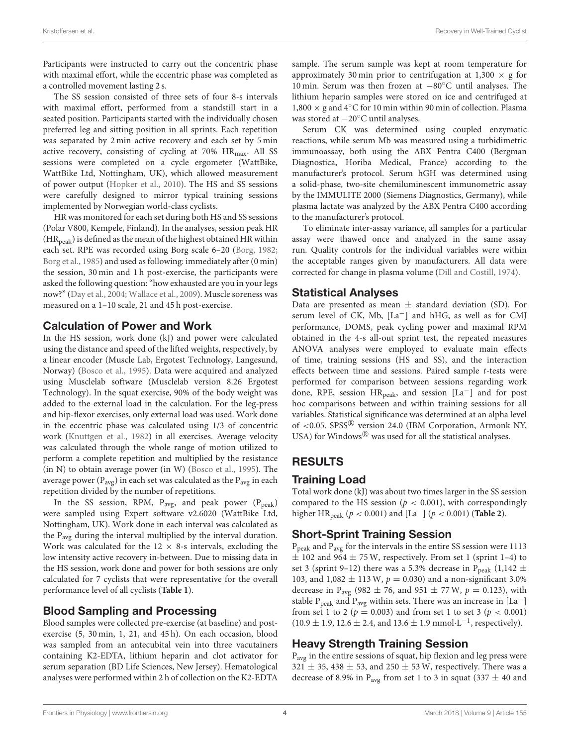Participants were instructed to carry out the concentric phase with maximal effort, while the eccentric phase was completed as a controlled movement lasting 2 s.

The SS session consisted of three sets of four 8-s intervals with maximal effort, performed from a standstill start in a seated position. Participants started with the individually chosen preferred leg and sitting position in all sprints. Each repetition was separated by 2 min active recovery and each set by 5 min active recovery, consisting of cycling at 70% $HR_{max}$. All SS sessions were completed on a cycle ergometer (WattBike, WattBike Ltd, Nottingham, UK), which allowed measurement of power output (Hopker et al., 2010). The HS and SS sessions were carefully designed to mirror typical training sessions implemented by Norwegian world-class cyclists.

HR was monitored for each set during both HS and SS sessions (Polar V800, Kempele, Finland). In the analyses, session peak HR ($HR_{peak}$) is defined as the mean of the highest obtained HR within each set. RPE was recorded using Borg scale 6–20 (Borg, 1982; Borg et al., 1985) and used as following: immediately after (0 min) the session, 30 min and 1 h post-exercise, the participants were asked the following question: "how exhausted are you in your legs now?" (Day et al., 2004; Wallace et al., 2009). Muscle soreness was measured on a 1–10 scale, 21 and 45 h post-exercise.

## Calculation of Power and Work

In the HS session, work done (kJ) and power were calculated using the distance and speed of the lifted weights, respectively, by a linear encoder (Muscle Lab, Ergotest Technology, Langesund, Norway) (Bosco et al., 1995). Data were acquired and analyzed using Musclelab software (Musclelab version 8.26 Ergotest Technology). In the squat exercise, 90% of the body weight was added to the external load in the calculation. For the leg-press and hip-flexor exercises, only external load was used. Work done in the eccentric phase was calculated using 1/3 of concentric work (Knuttgen et al., 1982) in all exercises. Average velocity was calculated through the whole range of motion utilized to perform a complete repetition and multiplied by the resistance (in N) to obtain average power (in W) (Bosco et al., 1995). The average power ($P_{avg}$) in each set was calculated as the $P_{avg}$ in each repetition divided by the number of repetitions.

In the SS session, RPM, $P_{avg}$, and peak power ($P_{peak}$) were sampled using Expert software v2.6020 (WattBike Ltd, Nottingham, UK). Work done in each interval was calculated as the $P_{avg}$ during the interval multiplied by the interval duration. Work was calculated for the 12 × 8-s intervals, excluding the low intensity active recovery in-between. Due to missing data in the HS session, work done and power for both sessions are only calculated for 7 cyclists that were representative for the overall performance level of all cyclists (**Table 1**).

## Blood Sampling and Processing

Blood samples were collected pre-exercise (at baseline) and post-exercise (5, 30 min, 1, 21, and 45 h). On each occasion, blood was sampled from an antecubital vein into three vacutainers containing K2-EDTA, lithium heparin and clot activator for serum separation (BD Life Sciences, New Jersey). Hematological analyses were performed within 2 h of collection on the K2-EDTA sample. The serum sample was kept at room temperature for approximately 30 min prior to centrifugation at 1,300 × g for 10 min. Serum was then frozen at −80°C until analyses. The lithium heparin samples were stored on ice and centrifuged at 1,800 × g and 4°C for 10 min within 90 min of collection. Plasma was stored at −20°C until analyses.

Serum CK was determined using coupled enzymatic reactions, while serum Mb was measured using a turbidimetric immunoassay, both using the ABX Pentra C400 (Bergman Diagnostica, Horiba Medical, France) according to the manufacturer's protocol. Serum hGH was determined using a solid-phase, two-site chemiluminescent immunometric assay by the IMMULITE 2000 (Siemens Diagnostics, Germany), while plasma lactate was analyzed by the ABX Pentra C400 according to the manufacturer's protocol.

To eliminate inter-assay variance, all samples for a particular assay were thawed once and analyzed in the same assay run. Quality controls for the individual variables were within the acceptable ranges given by manufacturers. All data were corrected for change in plasma volume (Dill and Costill, 1974).

## Statistical Analyses

Data are presented as mean ± standard deviation (SD). For serum level of CK, Mb, $[La^-]$ and hHG, as well as for CMJ performance, DOMS, peak cycling power and maximal RPM obtained in the 4-s all-out sprint test, the repeated measures ANOVA analyses were employed to evaluate main effects of time, training sessions (HS and SS), and the interaction effects between time and sessions. Paired sample *t*-tests were performed for comparison between sessions regarding work done, RPE, session $HR_{peak}$, and session $[La^-]$ and for post hoc comparisons between and within training sessions for all variables. Statistical significance was determined at an alpha level of <0.05. SPSS® version 24.0 (IBM Corporation, Armonk NY, USA) for Windows® was used for all the statistical analyses.

# RESULTS

## Training Load

Total work done (kJ) was about two times larger in the SS session compared to the HS session ($p < 0.001$), with correspondingly higher $HR_{peak}$ ($p < 0.001$) and $[La^-]$ ($p < 0.001$) (**Table 2**).

## Short-Sprint Training Session

$P_{peak}$ and $P_{avg}$ for the intervals in the entire SS session were 1113 ± 102 and 964 ± 75 W, respectively. From set 1 (sprint 1–4) to set 3 (sprint 9–12) there was a 5.3% decrease in $P_{peak}$ (1,142 ± 103, and 1,082 ± 113 W, $p = 0.030$) and a non-significant 3.0% decrease in $P_{avg}$ (982 ± 76, and 951 ± 77 W, $p = 0.123$), with stable $P_{peak}$ and $P_{avg}$ within sets. There was an increase in $[La^-]$ from set 1 to 2 ($p = 0.003$) and from set 1 to set 3 ($p < 0.001$) (10.9 ± 1.9, 12.6 ± 2.4, and 13.6 ± 1.9 mmol·L$^{-1}$, respectively).

## Heavy Strength Training Session

$P_{avg}$ in the entire sessions of squat, hip flexion and leg press were 321 ± 35, 438 ± 53, and 250 ± 53 W, respectively. There was a decrease of 8.9% in $P_{avg}$ from set 1 to 3 in squat (337 ± 40 and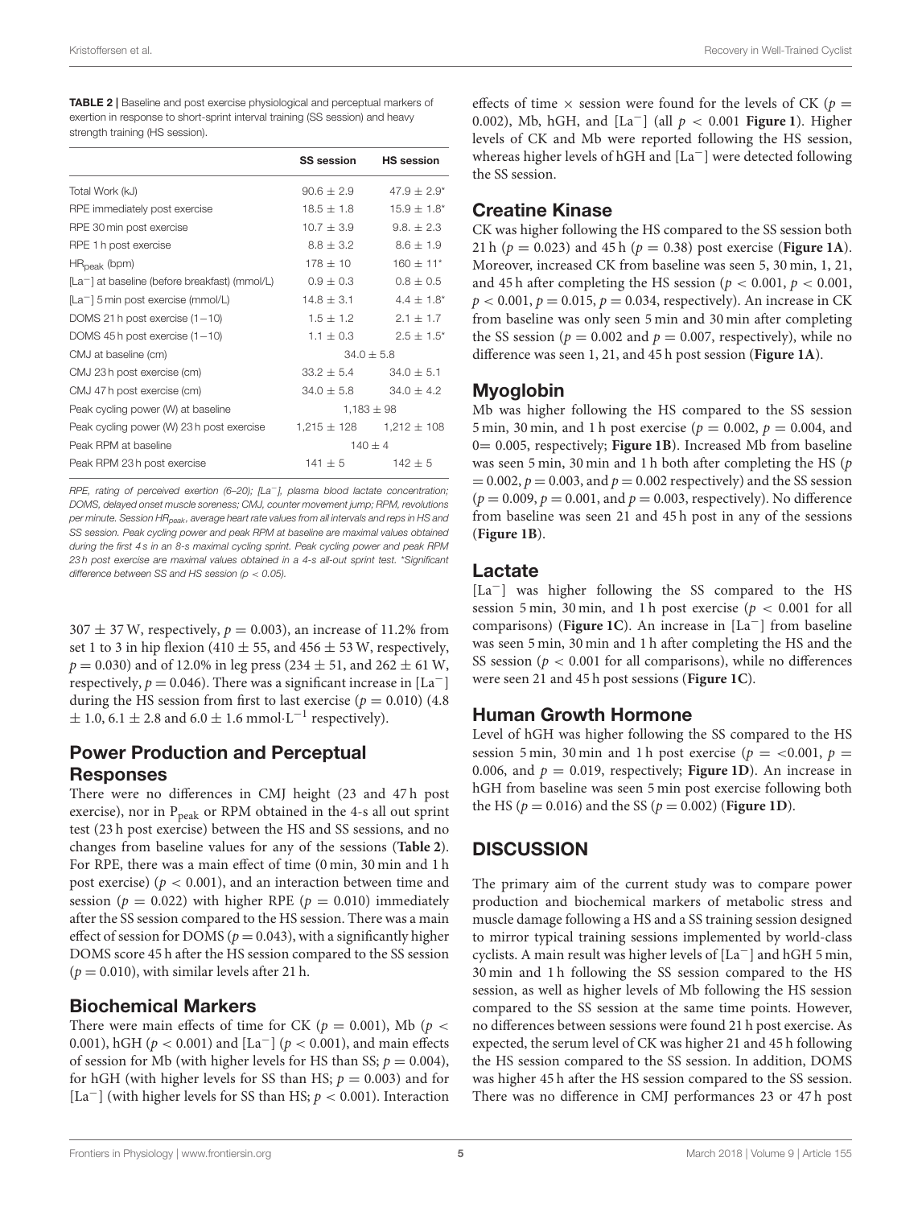**TABLE 2 |** Baseline and post exercise physiological and perceptual markers of exertion in response to short-sprint interval training (SS session) and heavy strength training (HS session).

| | SS session | HS session |
|---|---|---|
| Total Work (kJ) | 90.6 ± 2.9 | 47.9 ± 2.9* |
| RPE immediately post exercise | 18.5 ± 1.8 | 15.9 ± 1.8* |
| RPE 30 min post exercise | 10.7 ± 3.9 | 9.8. ± 2.3 |
| RPE 1 h post exercise | 8.8 ± 3.2 | 8.6 ± 1.9 |
| $HR_{peak}$ (bpm) | 178 ± 10 | 160 ± 11* |
| [La$^-$] at baseline (before breakfast) (mmol/L) | 0.9 ± 0.3 | 0.8 ± 0.5 |
| [La$^-$] 5 min post exercise (mmol/L) | 14.8 ± 3.1 | 4.4 ± 1.8* |
| DOMS 21 h post exercise (1–10) | 1.5 ± 1.2 | 2.1 ± 1.7 |
| DOMS 45 h post exercise (1–10) | 1.1 ± 0.3 | 2.5 ± 1.5* |
| CMJ at baseline (cm) | 34.0 ± 5.8 | |
| CMJ 23 h post exercise (cm) | 33.2 ± 5.4 | 34.0 ± 5.1 |
| CMJ 47 h post exercise (cm) | 34.0 ± 5.8 | 34.0 ± 4.2 |
| Peak cycling power (W) at baseline | 1,183 ± 98 | |
| Peak cycling power (W) 23 h post exercise | 1,215 ± 128 | 1,212 ± 108 |
| Peak RPM at baseline | 140 ± 4 | |
| Peak RPM 23 h post exercise | 141 ± 5 | 142 ± 5 |

*RPE, rating of perceived exertion (6–20); [La$^-$], plasma blood lactate concentration; DOMS, delayed onset muscle soreness; CMJ, counter movement jump; RPM, revolutions per minute. Session $HR_{peak}$, average heart rate values from all intervals and reps in HS and SS session. Peak cycling power and peak RPM at baseline are maximal values obtained during the first 4 s in an 8-s maximal cycling sprint. Peak cycling power and peak RPM 23 h post exercise are maximal values obtained in a 4-s all-out sprint test. \*Significant difference between SS and HS session ($p < 0.05$).*

307 ± 37 W, respectively, $p = 0.003$), an increase of 11.2% from set 1 to 3 in hip flexion (410 ± 55, and 456 ± 53 W, respectively, $p = 0.030$) and of 12.0% in leg press (234 ± 51, and 262 ± 61 W, respectively, $p = 0.046$). There was a significant increase in [La$^-$] during the HS session from first to last exercise ($p = 0.010$) (4.8 ± 1.0, 6.1 ± 2.8 and 6.0 ± 1.6 mmol·L$^{-1}$ respectively).

## Power Production and Perceptual Responses

There were no differences in CMJ height (23 and 47 h post exercise), nor in $P_{peak}$ or RPM obtained in the 4-s all out sprint test (23 h post exercise) between the HS and SS sessions, and no changes from baseline values for any of the sessions (**Table 2**). For RPE, there was a main effect of time (0 min, 30 min and 1 h post exercise) ($p < 0.001$), and an interaction between time and session ($p = 0.022$) with higher RPE ($p = 0.010$) immediately after the SS session compared to the HS session. There was a main effect of session for DOMS ($p = 0.043$), with a significantly higher DOMS score 45 h after the HS session compared to the SS session ($p = 0.010$), with similar levels after 21 h.

## Biochemical Markers

There were main effects of time for CK ($p = 0.001$), Mb ($p < 0.001$), hGH ($p < 0.001$) and [La$^-$] ($p < 0.001$), and main effects of session for Mb (with higher levels for HS than SS; $p = 0.004$), for hGH (with higher levels for SS than HS; $p = 0.003$) and for [La$^-$] (with higher levels for SS than HS; $p < 0.001$). Interaction effects of time × session were found for the levels of CK ($p = 0.002$), Mb, hGH, and [La$^-$] (all $p < 0.001$ **Figure 1**). Higher levels of CK and Mb were reported following the HS session, whereas higher levels of hGH and [La$^-$] were detected following the SS session.

## Creatine Kinase

CK was higher following the HS compared to the SS session both 21 h ($p = 0.023$) and 45 h ($p = 0.38$) post exercise (**Figure 1A**). Moreover, increased CK from baseline was seen 5, 30 min, 1, 21, and 45 h after completing the HS session ($p < 0.001$, $p < 0.001$, $p < 0.001$, $p = 0.015$, $p = 0.034$, respectively). An increase in CK from baseline was only seen 5 min and 30 min after completing the SS session ($p = 0.002$ and $p = 0.007$, respectively), while no difference was seen 1, 21, and 45 h post session (**Figure 1A**).

## Myoglobin

Mb was higher following the HS compared to the SS session 5 min, 30 min, and 1 h post exercise ($p = 0.002$, $p = 0.004$, and 0= 0.005, respectively; **Figure 1B**). Increased Mb from baseline was seen 5 min, 30 min and 1 h both after completing the HS ($p = 0.002$, $p = 0.003$, and $p = 0.002$ respectively) and the SS session ($p = 0.009$, $p = 0.001$, and $p = 0.003$, respectively). No difference from baseline was seen 21 and 45 h post in any of the sessions (**Figure 1B**).

## Lactate

[La$^-$] was higher following the SS compared to the HS session 5 min, 30 min, and 1 h post exercise ($p < 0.001$ for all comparisons) (**Figure 1C**). An increase in [La$^-$] from baseline was seen 5 min, 30 min and 1 h after completing the HS and the SS session ($p < 0.001$ for all comparisons), while no differences were seen 21 and 45 h post sessions (**Figure 1C**).

## Human Growth Hormone

Level of hGH was higher following the SS compared to the HS session 5 min, 30 min and 1 h post exercise ($p = <0.001$, $p = 0.006$, and $p = 0.019$, respectively; **Figure 1D**). An increase in hGH from baseline was seen 5 min post exercise following both the HS ($p = 0.016$) and the SS ($p = 0.002$) (**Figure 1D**).

# DISCUSSION

The primary aim of the current study was to compare power production and biochemical markers of metabolic stress and muscle damage following a HS and a SS training session designed to mirror typical training sessions implemented by world-class cyclists. A main result was higher levels of [La$^-$] and hGH 5 min, 30 min and 1 h following the SS session compared to the HS session, as well as higher levels of Mb following the HS session compared to the SS session at the same time points. However, no differences between sessions were found 21 h post exercise. As expected, the serum level of CK was higher 21 and 45 h following the HS session compared to the SS session. In addition, DOMS was higher 45 h after the HS session compared to the SS session. There was no difference in CMJ performances 23 or 47 h post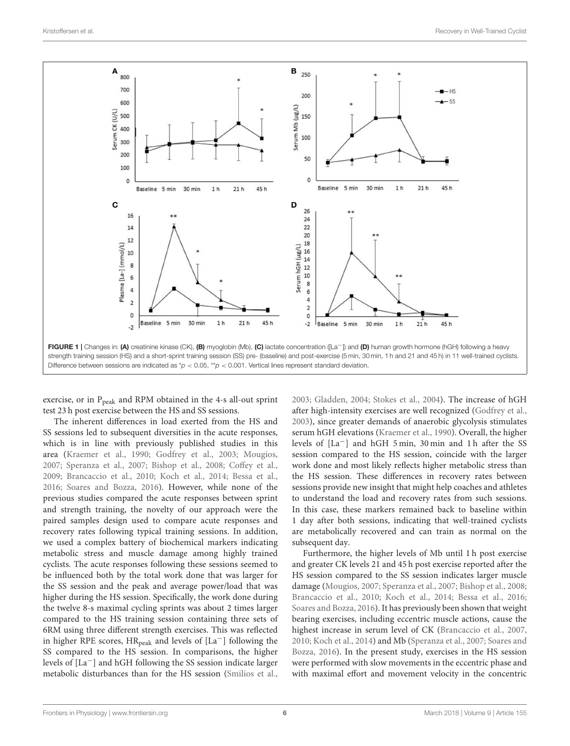FIGURE 1 | Changes in: **(A)** creatinine kinase (CK), **(B)** myoglobin (Mb), **(C)** lactate concentration ([La$^-$]) and **(D)** human growth hormone (hGH) following a heavy strength training session (HS) and a short-sprint training session (SS) pre- (baseline) and post-exercise (5 min, 30 min, 1 h and 21 and 45 h) in 11 well-trained cyclists. Difference between sessions are indicated as *$p < 0.05$, **$p < 0.001$. Vertical lines represent standard deviation.

exercise, or in $P_{peak}$ and RPM obtained in the 4-s all-out sprint test 23 h post exercise between the HS and SS sessions.

The inherent differences in load exerted from the HS and SS sessions led to subsequent diversities in the acute responses, which is in line with previously published studies in this area (Kraemer et al., 1990; Godfrey et al., 2003; Mougios, 2007; Speranza et al., 2007; Bishop et al., 2008; Coffey et al., 2009; Brancaccio et al., 2010; Koch et al., 2014; Bessa et al., 2016; Soares and Bozza, 2016). However, while none of the previous studies compared the acute responses between sprint and strength training, the novelty of our approach were the paired samples design used to compare acute responses and recovery rates following typical training sessions. In addition, we used a complex battery of biochemical markers indicating metabolic stress and muscle damage among highly trained cyclists. The acute responses following these sessions seemed to be influenced both by the total work done that was larger for the SS session and the peak and average power/load that was higher during the HS session. Specifically, the work done during the twelve 8-s maximal cycling sprints was about 2 times larger compared to the HS training session containing three sets of 6RM using three different strength exercises. This was reflected in higher RPE scores, $HR_{peak}$ and levels of [La$^-$] following the SS compared to the HS session. In comparisons, the higher levels of [La$^-$] and hGH following the SS session indicate larger metabolic disturbances than for the HS session (Smilios et al., 2003; Gladden, 2004; Stokes et al., 2004). The increase of hGH after high-intensity exercises are well recognized (Godfrey et al., 2003), since greater demands of anaerobic glycolysis stimulates serum hGH elevations (Kraemer et al., 1990). Overall, the higher levels of [La$^-$] and hGH 5 min, 30 min and 1 h after the SS session compared to the HS session, coincide with the larger work done and most likely reflects higher metabolic stress than the HS session. These differences in recovery rates between sessions provide new insight that might help coaches and athletes to understand the load and recovery rates from such sessions. In this case, these markers remained back to baseline within 1 day after both sessions, indicating that well-trained cyclists are metabolically recovered and can train as normal on the subsequent day.

Furthermore, the higher levels of Mb until 1 h post exercise and greater CK levels 21 and 45 h post exercise reported after the HS session compared to the SS session indicates larger muscle damage (Mougios, 2007; Speranza et al., 2007; Bishop et al., 2008; Brancaccio et al., 2010; Koch et al., 2014; Bessa et al., 2016; Soares and Bozza, 2016). It has previously been shown that weight bearing exercises, including eccentric muscle actions, cause the highest increase in serum level of CK (Brancaccio et al., 2007, 2010; Koch et al., 2014) and Mb (Speranza et al., 2007; Soares and Bozza, 2016). In the present study, exercises in the HS session were performed with slow movements in the eccentric phase and with maximal effort and movement velocity in the concentric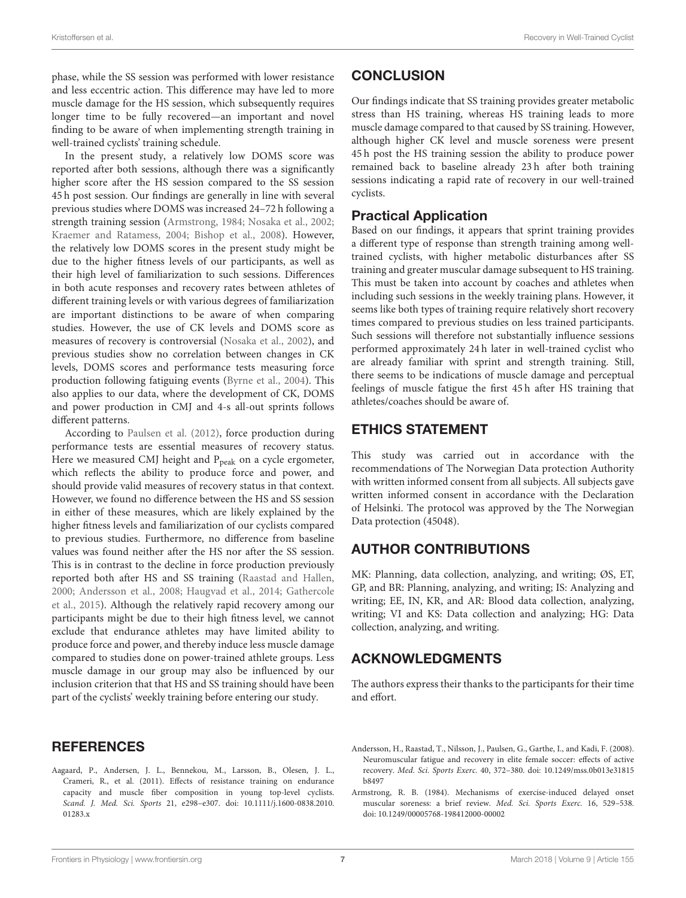phase, while the SS session was performed with lower resistance and less eccentric action. This difference may have led to more muscle damage for the HS session, which subsequently requires longer time to be fully recovered—an important and novel finding to be aware of when implementing strength training in well-trained cyclists' training schedule.

In the present study, a relatively low DOMS score was reported after both sessions, although there was a significantly higher score after the HS session compared to the SS session 45 h post session. Our findings are generally in line with several previous studies where DOMS was increased 24–72 h following a strength training session (Armstrong, 1984; Nosaka et al., 2002; Kraemer and Ratamess, 2004; Bishop et al., 2008). However, the relatively low DOMS scores in the present study might be due to the higher fitness levels of our participants, as well as their high level of familiarization to such sessions. Differences in both acute responses and recovery rates between athletes of different training levels or with various degrees of familiarization are important distinctions to be aware of when comparing studies. However, the use of CK levels and DOMS score as measures of recovery is controversial (Nosaka et al., 2002), and previous studies show no correlation between changes in CK levels, DOMS scores and performance tests measuring force production following fatiguing events (Byrne et al., 2004). This also applies to our data, where the development of CK, DOMS and power production in CMJ and 4-s all-out sprints follows different patterns.

According to Paulsen et al. (2012), force production during performance tests are essential measures of recovery status. Here we measured CMJ height and $P_{peak}$ on a cycle ergometer, which reflects the ability to produce force and power, and should provide valid measures of recovery status in that context. However, we found no difference between the HS and SS session in either of these measures, which are likely explained by the higher fitness levels and familiarization of our cyclists compared to previous studies. Furthermore, no difference from baseline values was found neither after the HS nor after the SS session. This is in contrast to the decline in force production previously reported both after HS and SS training (Raastad and Hallen, 2000; Andersson et al., 2008; Haugvad et al., 2014; Gathercole et al., 2015). Although the relatively rapid recovery among our participants might be due to their high fitness level, we cannot exclude that endurance athletes may have limited ability to produce force and power, and thereby induce less muscle damage compared to studies done on power-trained athlete groups. Less muscle damage in our group may also be influenced by our inclusion criterion that that HS and SS training should have been part of the cyclists' weekly training before entering our study.

## CONCLUSION

Our findings indicate that SS training provides greater metabolic stress than HS training, whereas HS training leads to more muscle damage compared to that caused by SS training. However, although higher CK level and muscle soreness were present 45 h post the HS training session the ability to produce power remained back to baseline already 23 h after both training sessions indicating a rapid rate of recovery in our well-trained cyclists.

### Practical Application

Based on our findings, it appears that sprint training provides a different type of response than strength training among well-trained cyclists, with higher metabolic disturbances after SS training and greater muscular damage subsequent to HS training. This must be taken into account by coaches and athletes when including such sessions in the weekly training plans. However, it seems like both types of training require relatively short recovery times compared to previous studies on less trained participants. Such sessions will therefore not substantially influence sessions performed approximately 24 h later in well-trained cyclist who are already familiar with sprint and strength training. Still, there seems to be indications of muscle damage and perceptual feelings of muscle fatigue the first 45 h after HS training that athletes/coaches should be aware of.

## ETHICS STATEMENT

This study was carried out in accordance with the recommendations of The Norwegian Data protection Authority with written informed consent from all subjects. All subjects gave written informed consent in accordance with the Declaration of Helsinki. The protocol was approved by the The Norwegian Data protection (45048).

## AUTHOR CONTRIBUTIONS

MK: Planning, data collection, analyzing, and writing; ØS, ET, GP, and BR: Planning, analyzing, and writing; IS: Analyzing and writing; EE, IN, KR, and AR: Blood data collection, analyzing, writing; VI and KS: Data collection and analyzing; HG: Data collection, analyzing, and writing.

## ACKNOWLEDGMENTS

The authors express their thanks to the participants for their time and effort.

## REFERENCES

Aagaard, P., Andersen, J. L., Bennekou, M., Larsson, B., Olesen, J. L., Crameri, R., et al. (2011). Effects of resistance training on endurance capacity and muscle fiber composition in young top-level cyclists. *Scand. J. Med. Sci. Sports* 21, e298–e307. doi: 10.1111/j.1600-0838.2010.01283.x

Andersson, H., Raastad, T., Nilsson, J., Paulsen, G., Garthe, I., and Kadi, F. (2008). Neuromuscular fatigue and recovery in elite female soccer: effects of active recovery. *Med. Sci. Sports Exerc.* 40, 372–380. doi: 10.1249/mss.0b013e31815b8497

Armstrong, R. B. (1984). Mechanisms of exercise-induced delayed onset muscular soreness: a brief review. *Med. Sci. Sports Exerc.* 16, 529–538. doi: 10.1249/00005768-198412000-00002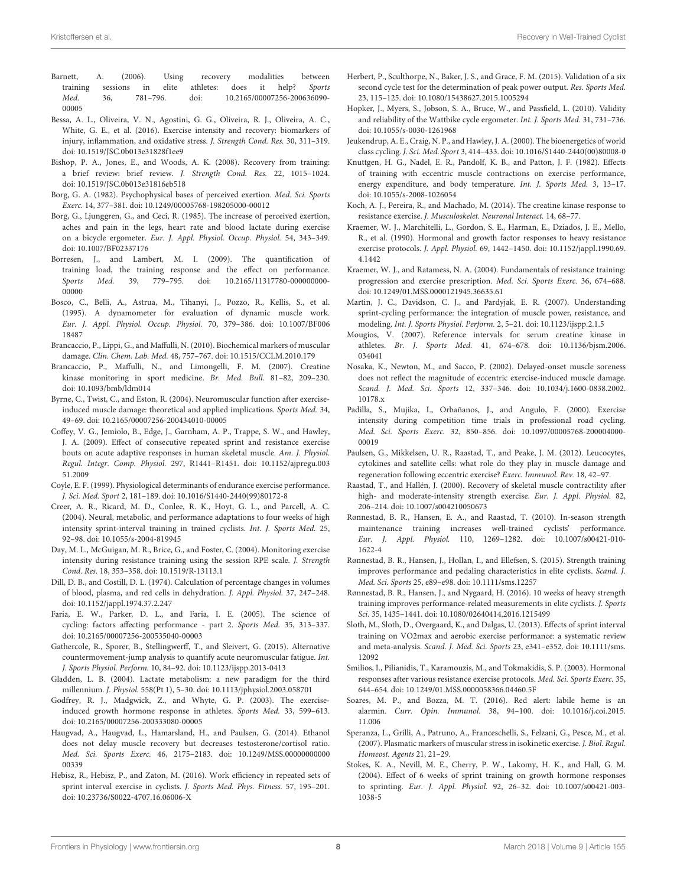Barnett, A. (2006). Using recovery modalities between training sessions in elite athletes: does it help? *Sports Med.* 36, 781–796. doi: 10.2165/00007256-200636090-00005

Bessa, A. L., Oliveira, V. N., Agostini, G. G., Oliveira, R. J., Oliveira, A. C., White, G. E., et al. (2016). Exercise intensity and recovery: biomarkers of injury, inflammation, and oxidative stress. *J. Strength Cond. Res.* 30, 311–319. doi: 10.1519/JSC.0b013e31828f1ee9

Bishop, P. A., Jones, E., and Woods, A. K. (2008). Recovery from training: a brief review: brief review. *J. Strength Cond. Res.* 22, 1015–1024. doi: 10.1519/JSC.0b013e31816eb518

Borg, G. A. (1982). Psychophysical bases of perceived exertion. *Med. Sci. Sports Exerc.* 14, 377–381. doi: 10.1249/00005768-198205000-00012

Borg, G., Ljunggren, G., and Ceci, R. (1985). The increase of perceived exertion, aches and pain in the legs, heart rate and blood lactate during exercise on a bicycle ergometer. *Eur. J. Appl. Physiol. Occup. Physiol.* 54, 343–349. doi: 10.1007/BF02337176

Borresen, J., and Lambert, M. I. (2009). The quantification of training load, the training response and the effect on performance. *Sports Med.* 39, 779–795. doi: 10.2165/11317780-000000000-00000

Bosco, C., Belli, A., Astrua, M., Tihanyi, J., Pozzo, R., Kellis, S., et al. (1995). A dynamometer for evaluation of dynamic muscle work. *Eur. J. Appl. Physiol. Occup. Physiol.* 70, 379–386. doi: 10.1007/BF00618487

Brancaccio, P., Lippi, G., and Maffulli, N. (2010). Biochemical markers of muscular damage. *Clin. Chem. Lab. Med.* 48, 757–767. doi: 10.1515/CCLM.2010.179

Brancaccio, P., Maffulli, N., and Limongelli, F. M. (2007). Creatine kinase monitoring in sport medicine. *Br. Med. Bull.* 81–82, 209–230. doi: 10.1093/bmb/ldm014

Byrne, C., Twist, C., and Eston, R. (2004). Neuromuscular function after exercise-induced muscle damage: theoretical and applied implications. *Sports Med.* 34, 49–69. doi: 10.2165/00007256-200434010-00005

Coffey, V. G., Jemiolo, B., Edge, J., Garnham, A. P., Trappe, S. W., and Hawley, J. A. (2009). Effect of consecutive repeated sprint and resistance exercise bouts on acute adaptive responses in human skeletal muscle. *Am. J. Physiol. Regul. Integr. Comp. Physiol.* 297, R1441–R1451. doi: 10.1152/ajpregu.00351.2009

Coyle, E. F. (1999). Physiological determinants of endurance exercise performance. *J. Sci. Med. Sport* 2, 181–189. doi: 10.1016/S1440-2440(99)80172-8

Creer, A. R., Ricard, M. D., Conlee, R. K., Hoyt, G. L., and Parcell, A. C. (2004). Neural, metabolic, and performance adaptations to four weeks of high intensity sprint-interval training in trained cyclists. *Int. J. Sports Med.* 25, 92–98. doi: 10.1055/s-2004-819945

Day, M. L., McGuigan, M. R., Brice, G., and Foster, C. (2004). Monitoring exercise intensity during resistance training using the session RPE scale. *J. Strength Cond. Res.* 18, 353–358. doi: 10.1519/R-13113.1

Dill, D. B., and Costill, D. L. (1974). Calculation of percentage changes in volumes of blood, plasma, and red cells in dehydration. *J. Appl. Physiol.* 37, 247–248. doi: 10.1152/jappl.1974.37.2.247

Faria, E. W., Parker, D. L., and Faria, I. E. (2005). The science of cycling: factors affecting performance - part 2. *Sports Med.* 35, 313–337. doi: 10.2165/00007256-200535040-00003

Gathercole, R., Sporer, B., Stellingwerff, T., and Sleivert, G. (2015). Alternative countermovement-jump analysis to quantify acute neuromuscular fatigue. *Int. J. Sports Physiol. Perform.* 10, 84–92. doi: 10.1123/ijspp.2013-0413

Gladden, L. B. (2004). Lactate metabolism: a new paradigm for the third millennium. *J. Physiol.* 558(Pt 1), 5–30. doi: 10.1113/jphysiol.2003.058701

Godfrey, R. J., Madgwick, Z., and Whyte, G. P. (2003). The exercise-induced growth hormone response in athletes. *Sports Med.* 33, 599–613. doi: 10.2165/00007256-200333080-00005

Haugvad, A., Haugvad, L., Hamarsland, H., and Paulsen, G. (2014). Ethanol does not delay muscle recovery but decreases testosterone/cortisol ratio. *Med. Sci. Sports Exerc.* 46, 2175–2183. doi: 10.1249/MSS.0000000000000339

Hebisz, R., Hebisz, P., and Zaton, M. (2016). Work efficiency in repeated sets of sprint interval exercise in cyclists. *J. Sports Med. Phys. Fitness.* 57, 195–201. doi: 10.23736/S0022-4707.16.06006-X

Herbert, P., Sculthorpe, N., Baker, J. S., and Grace, F. M. (2015). Validation of a six second cycle test for the determination of peak power output. *Res. Sports Med.* 23, 115–125. doi: 10.1080/15438627.2015.1005294

Hopker, J., Myers, S., Jobson, S. A., Bruce, W., and Passfield, L. (2010). Validity and reliability of the Wattbike cycle ergometer. *Int. J. Sports Med.* 31, 731–736. doi: 10.1055/s-0030-1261968

Jeukendrup, A. E., Craig, N. P., and Hawley, J. A. (2000). The bioenergetics of world class cycling. *J. Sci. Med. Sport* 3, 414–433. doi: 10.1016/S1440-2440(00)80008-0

Knuttgen, H. G., Nadel, E. R., Pandolf, K. B., and Patton, J. F. (1982). Effects of training with eccentric muscle contractions on exercise performance, energy expenditure, and body temperature. *Int. J. Sports Med.* 3, 13–17. doi: 10.1055/s-2008-1026054

Koch, A. J., Pereira, R., and Machado, M. (2014). The creatine kinase response to resistance exercise. *J. Musculoskelet. Neuronal Interact.* 14, 68–77.

Kraemer, W. J., Marchitelli, L., Gordon, S. E., Harman, E., Dziados, J. E., Mello, R., et al. (1990). Hormonal and growth factor responses to heavy resistance exercise protocols. *J. Appl. Physiol.* 69, 1442–1450. doi: 10.1152/jappl.1990.69.4.1442

Kraemer, W. J., and Ratamess, N. A. (2004). Fundamentals of resistance training: progression and exercise prescription. *Med. Sci. Sports Exerc.* 36, 674–688. doi: 10.1249/01.MSS.0000121945.36635.61

Martin, J. C., Davidson, C. J., and Pardyjak, E. R. (2007). Understanding sprint-cycling performance: the integration of muscle power, resistance, and modeling. *Int. J. Sports Physiol. Perform.* 2, 5–21. doi: 10.1123/ijspp.2.1.5

Mougios, V. (2007). Reference intervals for serum creatine kinase in athletes. *Br. J. Sports Med.* 41, 674–678. doi: 10.1136/bjsm.2006.034041

Nosaka, K., Newton, M., and Sacco, P. (2002). Delayed-onset muscle soreness does not reflect the magnitude of eccentric exercise-induced muscle damage. *Scand. J. Med. Sci. Sports* 12, 337–346. doi: 10.1034/j.1600-0838.2002.10178.x

Padilla, S., Mujika, I., Orbañanos, J., and Angulo, F. (2000). Exercise intensity during competition time trials in professional road cycling. *Med. Sci. Sports Exerc.* 32, 850–856. doi: 10.1097/00005768-200004000-00019

Paulsen, G., Mikkelsen, U. R., Raastad, T., and Peake, J. M. (2012). Leucocytes, cytokines and satellite cells: what role do they play in muscle damage and regeneration following eccentric exercise? *Exerc. Immunol. Rev.* 18, 42–97.

Raastad, T., and Hallén, J. (2000). Recovery of skeletal muscle contractility after high- and moderate-intensity strength exercise. *Eur. J. Appl. Physiol.* 82, 206–214. doi: 10.1007/s004210050673

Rønnestad, B. R., Hansen, E. A., and Raastad, T. (2010). In-season strength maintenance training increases well-trained cyclists' performance. *Eur. J. Appl. Physiol.* 110, 1269–1282. doi: 10.1007/s00421-010-1622-4

Rønnestad, B. R., Hansen, J., Hollan, I., and Ellefsen, S. (2015). Strength training improves performance and pedaling characteristics in elite cyclists. *Scand. J. Med. Sci. Sports* 25, e89–e98. doi: 10.1111/sms.12257

Rønnestad, B. R., Hansen, J., and Nygaard, H. (2016). 10 weeks of heavy strength training improves performance-related measurements in elite cyclists. *J. Sports Sci.* 35, 1435–1441. doi: 10.1080/02640414.2016.1215499

Sloth, M., Sloth, D., Overgaard, K., and Dalgas, U. (2013). Effects of sprint interval training on VO2max and aerobic exercise performance: a systematic review and meta-analysis. *Scand. J. Med. Sci. Sports* 23, e341–e352. doi: 10.1111/sms.12092

Smilios, I., Pilianidis, T., Karamouzis, M., and Tokmakidis, S. P. (2003). Hormonal responses after various resistance exercise protocols. *Med. Sci. Sports Exerc.* 35, 644–654. doi: 10.1249/01.MSS.0000058366.04460.5F

Soares, M. P., and Bozza, M. T. (2016). Red alert: labile heme is an alarmin. *Curr. Opin. Immunol.* 38, 94–100. doi: 10.1016/j.coi.2015.11.006

Speranza, L., Grilli, A., Patruno, A., Franceschelli, S., Felzani, G., Pesce, M., et al. (2007). Plasmatic markers of muscular stress in isokinetic exercise. *J. Biol. Regul. Homeost. Agents* 21, 21–29.

Stokes, K. A., Nevill, M. E., Cherry, P. W., Lakomy, H. K., and Hall, G. M. (2004). Effect of 6 weeks of sprint training on growth hormone responses to sprinting. *Eur. J. Appl. Physiol.* 92, 26–32. doi: 10.1007/s00421-003-1038-5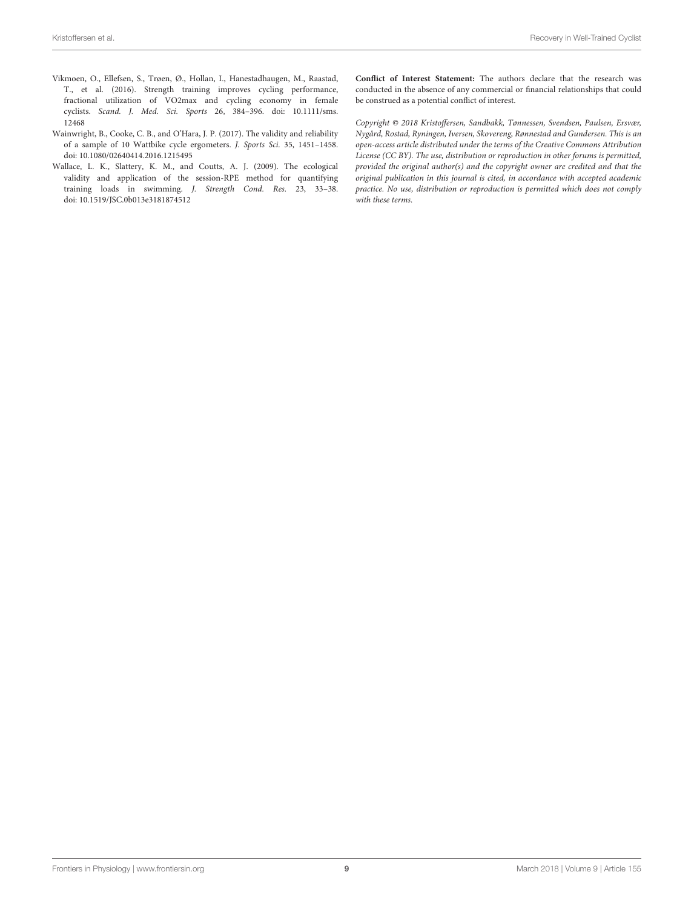Vikmoen, O., Ellefsen, S., Trøen, Ø., Hollan, I., Hanestadhaugen, M., Raastad, T., et al. (2016). Strength training improves cycling performance, fractional utilization of VO2max and cycling economy in female cyclists. *Scand. J. Med. Sci. Sports* 26, 384–396. doi: 10.1111/sms.12468

Wainwright, B., Cooke, C. B., and O'Hara, J. P. (2017). The validity and reliability of a sample of 10 Wattbike cycle ergometers. *J. Sports Sci.* 35, 1451–1458. doi: 10.1080/02640414.2016.1215495

Wallace, L. K., Slattery, K. M., and Coutts, A. J. (2009). The ecological validity and application of the session-RPE method for quantifying training loads in swimming. *J. Strength Cond. Res.* 23, 33–38. doi: 10.1519/JSC.0b013e3181874512

**Conflict of Interest Statement:** The authors declare that the research was conducted in the absence of any commercial or financial relationships that could be construed as a potential conflict of interest.

*Copyright © 2018 Kristoffersen, Sandbakk, Tønnessen, Svendsen, Paulsen, Ersvær, Nygård, Rostad, Ryningen, Iversen, Skovereng, Rønnestad and Gundersen. This is an open-access article distributed under the terms of the Creative Commons Attribution License (CC BY). The use, distribution or reproduction in other forums is permitted, provided the original author(s) and the copyright owner are credited and that the original publication in this journal is cited, in accordance with accepted academic practice. No use, distribution or reproduction is permitted which does not comply with these terms.*